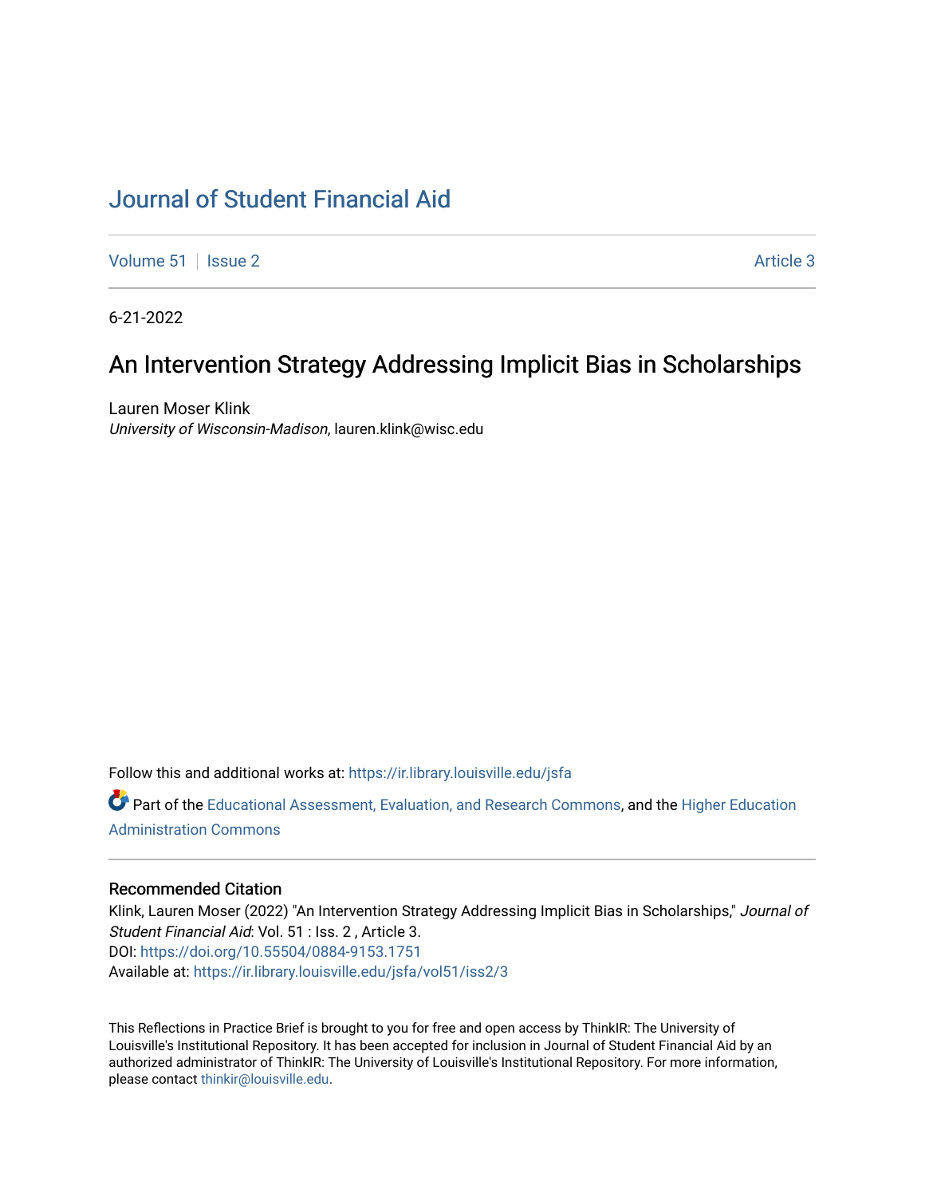# Journal of Student Financial Aid

Volume 51 | Issue 2 | Article 3

6-21-2022

## An Intervention Strategy Addressing Implicit Bias in Scholarships

Lauren Moser Klink
*University of Wisconsin-Madison*, lauren.klink@wisc.edu

Follow this and additional works at: https://ir.library.louisville.edu/jsfa

Part of the Educational Assessment, Evaluation, and Research Commons, and the Higher Education Administration Commons

### Recommended Citation

Klink, Lauren Moser (2022) "An Intervention Strategy Addressing Implicit Bias in Scholarships," *Journal of Student Financial Aid*: Vol. 51 : Iss. 2 , Article 3.
DOI: https://doi.org/10.55504/0884-9153.1751
Available at: https://ir.library.louisville.edu/jsfa/vol51/iss2/3

This Reflections in Practice Brief is brought to you for free and open access by ThinkIR: The University of Louisville's Institutional Repository. It has been accepted for inclusion in Journal of Student Financial Aid by an authorized administrator of ThinkIR: The University of Louisville's Institutional Repository. For more information, please contact thinkir@louisville.edu.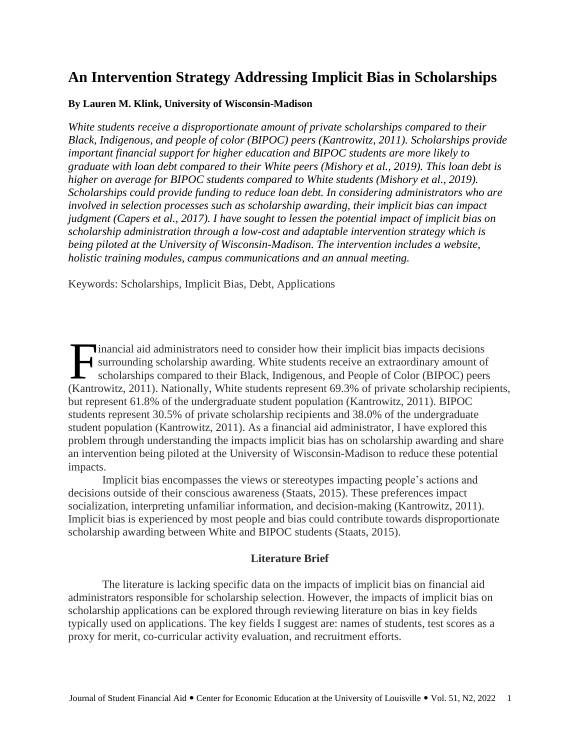# An Intervention Strategy Addressing Implicit Bias in Scholarships

**By Lauren M. Klink, University of Wisconsin-Madison**

*White students receive a disproportionate amount of private scholarships compared to their Black, Indigenous, and people of color (BIPOC) peers (Kantrowitz, 2011). Scholarships provide important financial support for higher education and BIPOC students are more likely to graduate with loan debt compared to their White peers (Mishory et al., 2019). This loan debt is higher on average for BIPOC students compared to White students (Mishory et al., 2019). Scholarships could provide funding to reduce loan debt. In considering administrators who are involved in selection processes such as scholarship awarding, their implicit bias can impact judgment (Capers et al., 2017). I have sought to lessen the potential impact of implicit bias on scholarship administration through a low-cost and adaptable intervention strategy which is being piloted at the University of Wisconsin-Madison. The intervention includes a website, holistic training modules, campus communications and an annual meeting.*

Keywords: Scholarships, Implicit Bias, Debt, Applications

Financial aid administrators need to consider how their implicit bias impacts decisions surrounding scholarship awarding. White students receive an extraordinary amount of scholarships compared to their Black, Indigenous, and People of Color (BIPOC) peers (Kantrowitz, 2011). Nationally, White students represent 69.3% of private scholarship recipients, but represent 61.8% of the undergraduate student population (Kantrowitz, 2011). BIPOC students represent 30.5% of private scholarship recipients and 38.0% of the undergraduate student population (Kantrowitz, 2011). As a financial aid administrator, I have explored this problem through understanding the impacts implicit bias has on scholarship awarding and share an intervention being piloted at the University of Wisconsin-Madison to reduce these potential impacts.

Implicit bias encompasses the views or stereotypes impacting people's actions and decisions outside of their conscious awareness (Staats, 2015). These preferences impact socialization, interpreting unfamiliar information, and decision-making (Kantrowitz, 2011). Implicit bias is experienced by most people and bias could contribute towards disproportionate scholarship awarding between White and BIPOC students (Staats, 2015).

## Literature Brief

The literature is lacking specific data on the impacts of implicit bias on financial aid administrators responsible for scholarship selection. However, the impacts of implicit bias on scholarship applications can be explored through reviewing literature on bias in key fields typically used on applications. The key fields I suggest are: names of students, test scores as a proxy for merit, co-curricular activity evaluation, and recruitment efforts.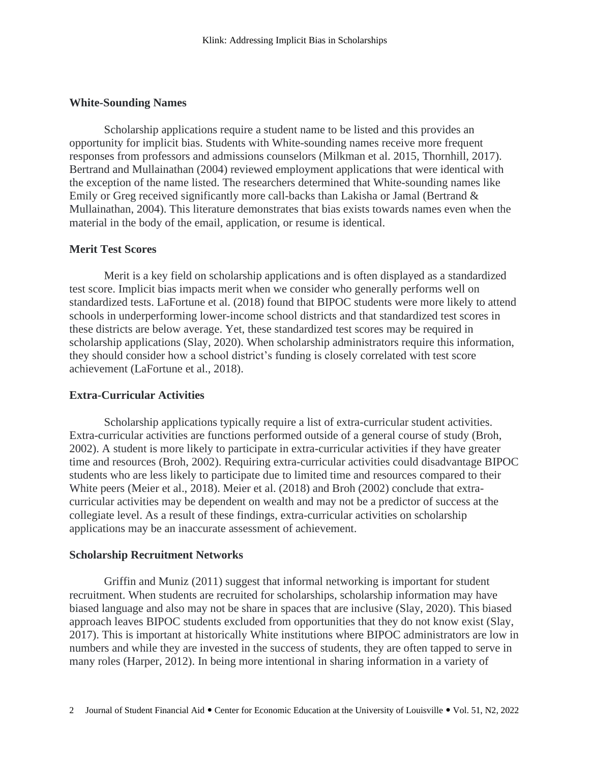### White-Sounding Names

Scholarship applications require a student name to be listed and this provides an opportunity for implicit bias. Students with White-sounding names receive more frequent responses from professors and admissions counselors (Milkman et al. 2015, Thornhill, 2017). Bertrand and Mullainathan (2004) reviewed employment applications that were identical with the exception of the name listed. The researchers determined that White-sounding names like Emily or Greg received significantly more call-backs than Lakisha or Jamal (Bertrand & Mullainathan, 2004). This literature demonstrates that bias exists towards names even when the material in the body of the email, application, or resume is identical.

### Merit Test Scores

Merit is a key field on scholarship applications and is often displayed as a standardized test score. Implicit bias impacts merit when we consider who generally performs well on standardized tests. LaFortune et al. (2018) found that BIPOC students were more likely to attend schools in underperforming lower-income school districts and that standardized test scores in these districts are below average. Yet, these standardized test scores may be required in scholarship applications (Slay, 2020). When scholarship administrators require this information, they should consider how a school district's funding is closely correlated with test score achievement (LaFortune et al., 2018).

### Extra-Curricular Activities

Scholarship applications typically require a list of extra-curricular student activities. Extra-curricular activities are functions performed outside of a general course of study (Broh, 2002). A student is more likely to participate in extra-curricular activities if they have greater time and resources (Broh, 2002). Requiring extra-curricular activities could disadvantage BIPOC students who are less likely to participate due to limited time and resources compared to their White peers (Meier et al., 2018). Meier et al. (2018) and Broh (2002) conclude that extra-curricular activities may be dependent on wealth and may not be a predictor of success at the collegiate level. As a result of these findings, extra-curricular activities on scholarship applications may be an inaccurate assessment of achievement.

### Scholarship Recruitment Networks

Griffin and Muniz (2011) suggest that informal networking is important for student recruitment. When students are recruited for scholarships, scholarship information may have biased language and also may not be share in spaces that are inclusive (Slay, 2020). This biased approach leaves BIPOC students excluded from opportunities that they do not know exist (Slay, 2017). This is important at historically White institutions where BIPOC administrators are low in numbers and while they are invested in the success of students, they are often tapped to serve in many roles (Harper, 2012). In being more intentional in sharing information in a variety of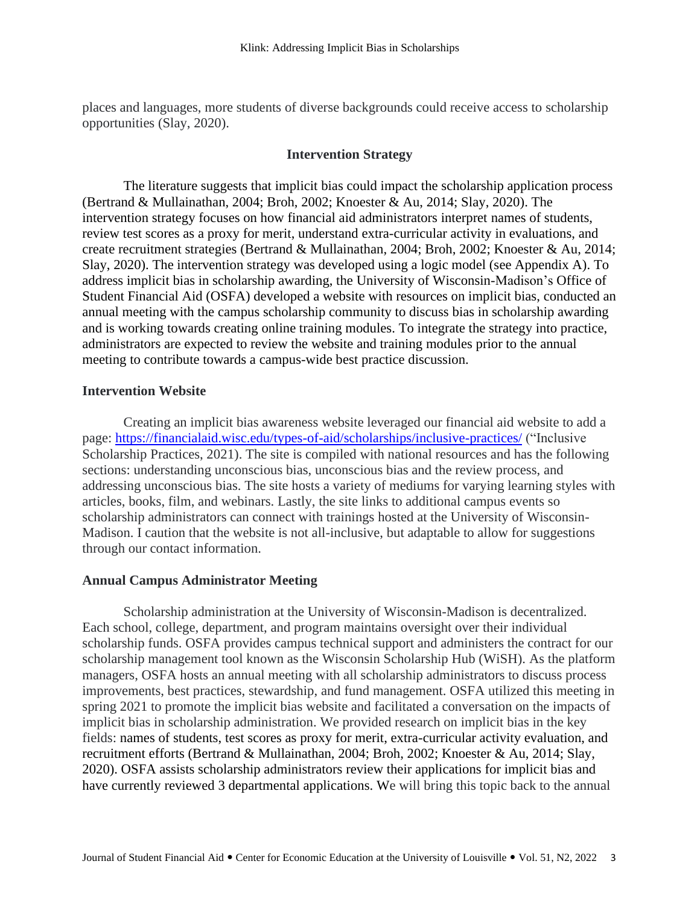places and languages, more students of diverse backgrounds could receive access to scholarship opportunities (Slay, 2020).

## Intervention Strategy

The literature suggests that implicit bias could impact the scholarship application process (Bertrand & Mullainathan, 2004; Broh, 2002; Knoester & Au, 2014; Slay, 2020). The intervention strategy focuses on how financial aid administrators interpret names of students, review test scores as a proxy for merit, understand extra-curricular activity in evaluations, and create recruitment strategies (Bertrand & Mullainathan, 2004; Broh, 2002; Knoester & Au, 2014; Slay, 2020). The intervention strategy was developed using a logic model (see Appendix A). To address implicit bias in scholarship awarding, the University of Wisconsin-Madison's Office of Student Financial Aid (OSFA) developed a website with resources on implicit bias, conducted an annual meeting with the campus scholarship community to discuss bias in scholarship awarding and is working towards creating online training modules. To integrate the strategy into practice, administrators are expected to review the website and training modules prior to the annual meeting to contribute towards a campus-wide best practice discussion.

### Intervention Website

Creating an implicit bias awareness website leveraged our financial aid website to add a page: https://financialaid.wisc.edu/types-of-aid/scholarships/inclusive-practices/ ("Inclusive Scholarship Practices, 2021). The site is compiled with national resources and has the following sections: understanding unconscious bias, unconscious bias and the review process, and addressing unconscious bias. The site hosts a variety of mediums for varying learning styles with articles, books, film, and webinars. Lastly, the site links to additional campus events so scholarship administrators can connect with trainings hosted at the University of Wisconsin-Madison. I caution that the website is not all-inclusive, but adaptable to allow for suggestions through our contact information.

### Annual Campus Administrator Meeting

Scholarship administration at the University of Wisconsin-Madison is decentralized. Each school, college, department, and program maintains oversight over their individual scholarship funds. OSFA provides campus technical support and administers the contract for our scholarship management tool known as the Wisconsin Scholarship Hub (WiSH). As the platform managers, OSFA hosts an annual meeting with all scholarship administrators to discuss process improvements, best practices, stewardship, and fund management. OSFA utilized this meeting in spring 2021 to promote the implicit bias website and facilitated a conversation on the impacts of implicit bias in scholarship administration. We provided research on implicit bias in the key fields: names of students, test scores as proxy for merit, extra-curricular activity evaluation, and recruitment efforts (Bertrand & Mullainathan, 2004; Broh, 2002; Knoester & Au, 2014; Slay, 2020). OSFA assists scholarship administrators review their applications for implicit bias and have currently reviewed 3 departmental applications. We will bring this topic back to the annual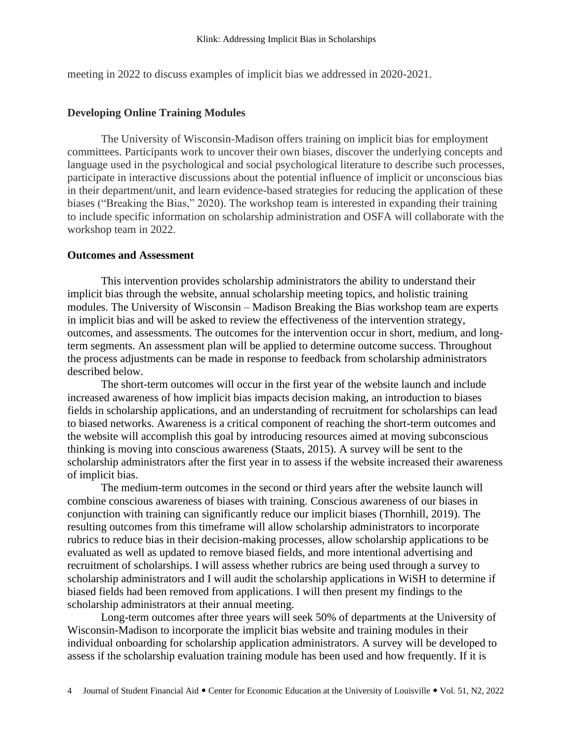meeting in 2022 to discuss examples of implicit bias we addressed in 2020-2021.

**Developing Online Training Modules**

The University of Wisconsin-Madison offers training on implicit bias for employment committees. Participants work to uncover their own biases, discover the underlying concepts and language used in the psychological and social psychological literature to describe such processes, participate in interactive discussions about the potential influence of implicit or unconscious bias in their department/unit, and learn evidence-based strategies for reducing the application of these biases ("Breaking the Bias," 2020). The workshop team is interested in expanding their training to include specific information on scholarship administration and OSFA will collaborate with the workshop team in 2022.

**Outcomes and Assessment**

This intervention provides scholarship administrators the ability to understand their implicit bias through the website, annual scholarship meeting topics, and holistic training modules. The University of Wisconsin – Madison Breaking the Bias workshop team are experts in implicit bias and will be asked to review the effectiveness of the intervention strategy, outcomes, and assessments. The outcomes for the intervention occur in short, medium, and long-term segments. An assessment plan will be applied to determine outcome success. Throughout the process adjustments can be made in response to feedback from scholarship administrators described below.

The short-term outcomes will occur in the first year of the website launch and include increased awareness of how implicit bias impacts decision making, an introduction to biases fields in scholarship applications, and an understanding of recruitment for scholarships can lead to biased networks. Awareness is a critical component of reaching the short-term outcomes and the website will accomplish this goal by introducing resources aimed at moving subconscious thinking is moving into conscious awareness (Staats, 2015). A survey will be sent to the scholarship administrators after the first year in to assess if the website increased their awareness of implicit bias.

The medium-term outcomes in the second or third years after the website launch will combine conscious awareness of biases with training. Conscious awareness of our biases in conjunction with training can significantly reduce our implicit biases (Thornhill, 2019). The resulting outcomes from this timeframe will allow scholarship administrators to incorporate rubrics to reduce bias in their decision-making processes, allow scholarship applications to be evaluated as well as updated to remove biased fields, and more intentional advertising and recruitment of scholarships. I will assess whether rubrics are being used through a survey to scholarship administrators and I will audit the scholarship applications in WiSH to determine if biased fields had been removed from applications. I will then present my findings to the scholarship administrators at their annual meeting.

Long-term outcomes after three years will seek 50% of departments at the University of Wisconsin-Madison to incorporate the implicit bias website and training modules in their individual onboarding for scholarship application administrators. A survey will be developed to assess if the scholarship evaluation training module has been used and how frequently. If it is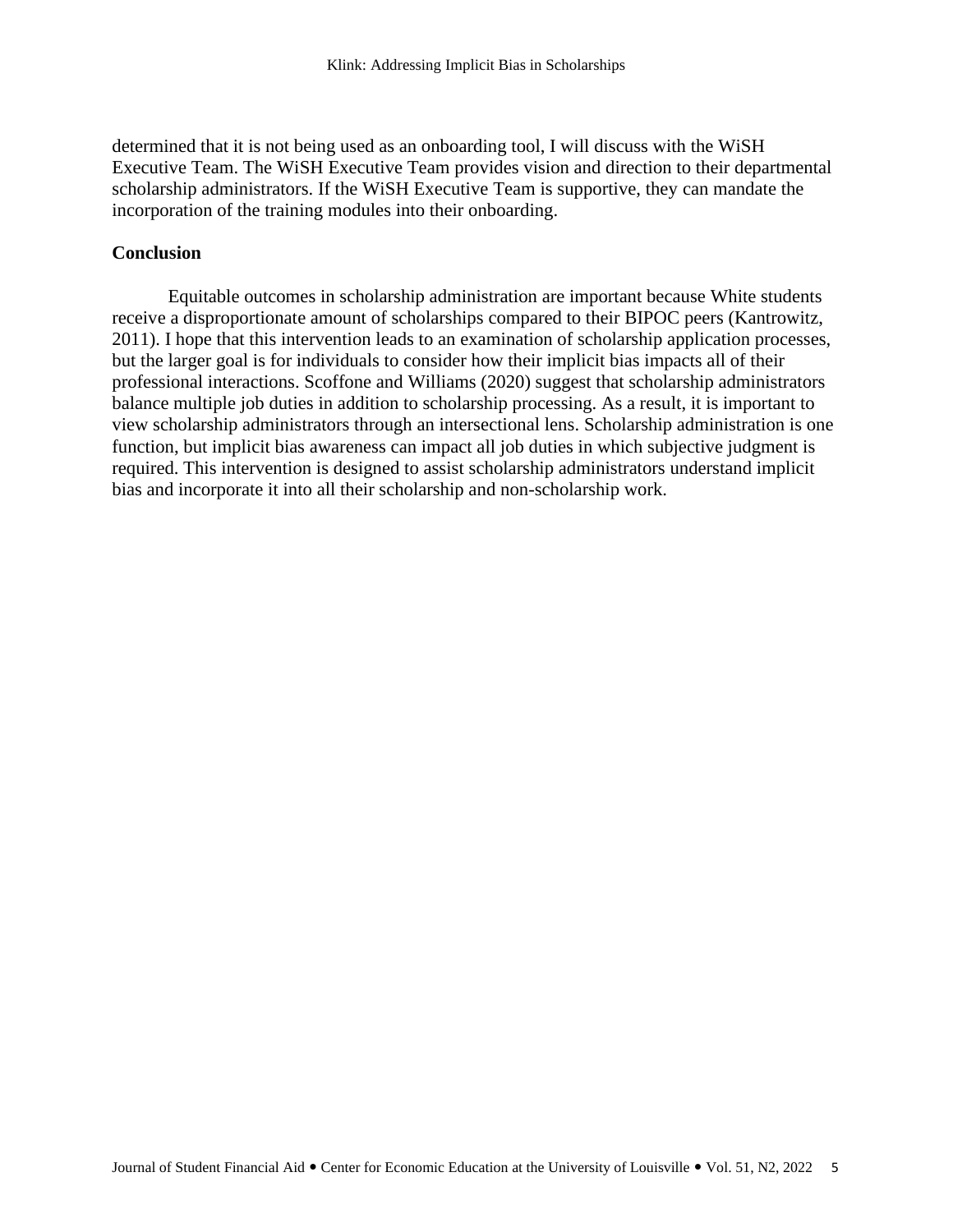determined that it is not being used as an onboarding tool, I will discuss with the WiSH Executive Team. The WiSH Executive Team provides vision and direction to their departmental scholarship administrators. If the WiSH Executive Team is supportive, they can mandate the incorporation of the training modules into their onboarding.

## Conclusion

Equitable outcomes in scholarship administration are important because White students receive a disproportionate amount of scholarships compared to their BIPOC peers (Kantrowitz, 2011). I hope that this intervention leads to an examination of scholarship application processes, but the larger goal is for individuals to consider how their implicit bias impacts all of their professional interactions. Scoffone and Williams (2020) suggest that scholarship administrators balance multiple job duties in addition to scholarship processing. As a result, it is important to view scholarship administrators through an intersectional lens. Scholarship administration is one function, but implicit bias awareness can impact all job duties in which subjective judgment is required. This intervention is designed to assist scholarship administrators understand implicit bias and incorporate it into all their scholarship and non-scholarship work.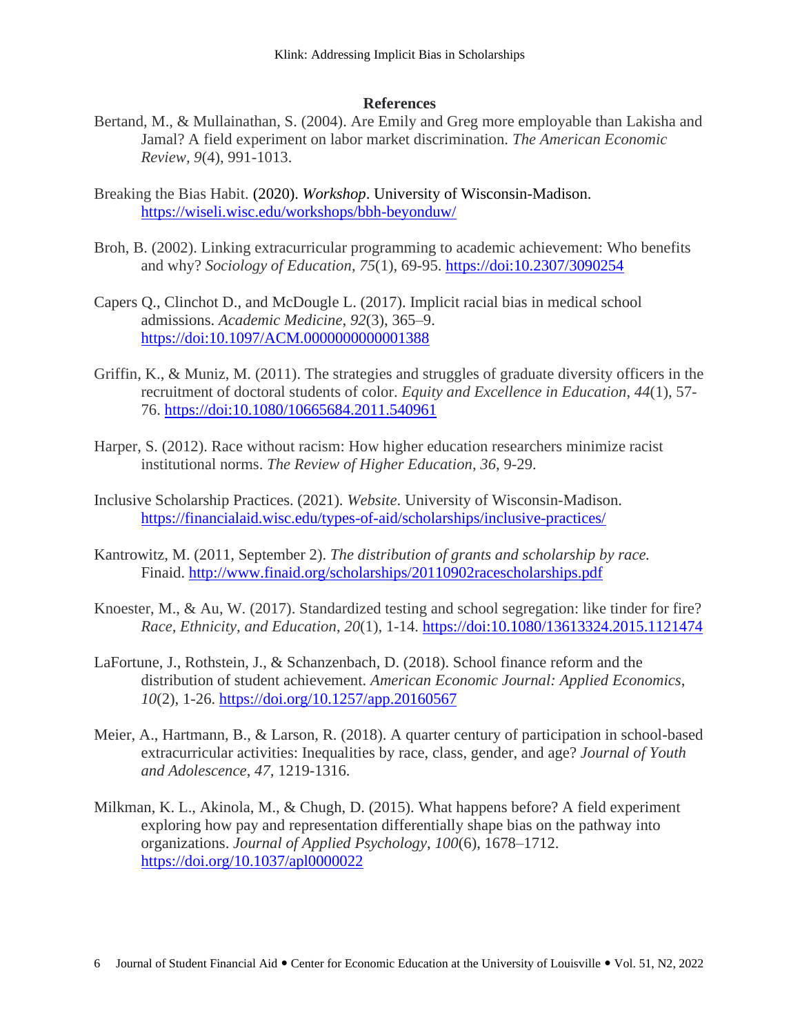## References

Bertand, M., & Mullainathan, S. (2004). Are Emily and Greg more employable than Lakisha and Jamal? A field experiment on labor market discrimination. *The American Economic Review*, *9*(4), 991-1013.

Breaking the Bias Habit. (2020). *Workshop*. University of Wisconsin-Madison. https://wiseli.wisc.edu/workshops/bbh-beyonduw/

Broh, B. (2002). Linking extracurricular programming to academic achievement: Who benefits and why? *Sociology of Education*, *75*(1), 69-95. https://doi:10.2307/3090254

Capers Q., Clinchot D., and McDougle L. (2017). Implicit racial bias in medical school admissions. *Academic Medicine*, *92*(3), 365–9. https://doi:10.1097/ACM.0000000000001388

Griffin, K., & Muniz, M. (2011). The strategies and struggles of graduate diversity officers in the recruitment of doctoral students of color. *Equity and Excellence in Education*, *44*(1), 57-76. https://doi:10.1080/10665684.2011.540961

Harper, S. (2012). Race without racism: How higher education researchers minimize racist institutional norms. *The Review of Higher Education*, *36*, 9-29.

Inclusive Scholarship Practices. (2021). *Website*. University of Wisconsin-Madison. https://financialaid.wisc.edu/types-of-aid/scholarships/inclusive-practices/

Kantrowitz, M. (2011, September 2). *The distribution of grants and scholarship by race.* Finaid. http://www.finaid.org/scholarships/20110902racescholarships.pdf

Knoester, M., & Au, W. (2017). Standardized testing and school segregation: like tinder for fire? *Race, Ethnicity, and Education*, *20*(1), 1-14. https://doi:10.1080/13613324.2015.1121474

LaFortune, J., Rothstein, J., & Schanzenbach, D. (2018). School finance reform and the distribution of student achievement. *American Economic Journal: Applied Economics*, *10*(2), 1-26. https://doi.org/10.1257/app.20160567

Meier, A., Hartmann, B., & Larson, R. (2018). A quarter century of participation in school-based extracurricular activities: Inequalities by race, class, gender, and age? *Journal of Youth and Adolescence*, *47*, 1219-1316.

Milkman, K. L., Akinola, M., & Chugh, D. (2015). What happens before? A field experiment exploring how pay and representation differentially shape bias on the pathway into organizations. *Journal of Applied Psychology*, *100*(6), 1678–1712. https://doi.org/10.1037/apl0000022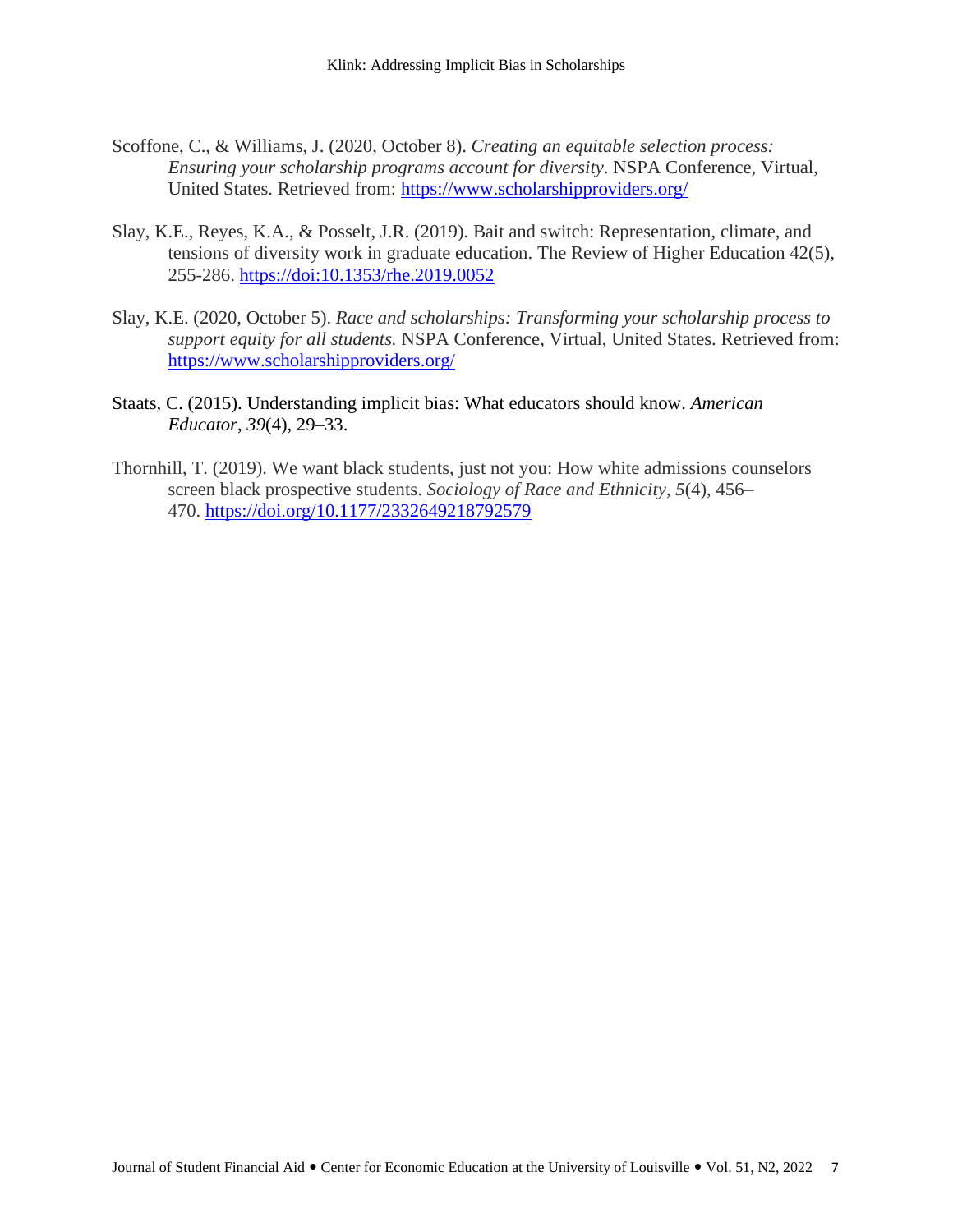Scoffone, C., & Williams, J. (2020, October 8). *Creating an equitable selection process: Ensuring your scholarship programs account for diversity*. NSPA Conference, Virtual, United States. Retrieved from: https://www.scholarshipproviders.org/

Slay, K.E., Reyes, K.A., & Posselt, J.R. (2019). Bait and switch: Representation, climate, and tensions of diversity work in graduate education. The Review of Higher Education 42(5), 255-286. https://doi:10.1353/rhe.2019.0052

Slay, K.E. (2020, October 5). *Race and scholarships: Transforming your scholarship process to support equity for all students.* NSPA Conference, Virtual, United States. Retrieved from: https://www.scholarshipproviders.org/

Staats, C. (2015). Understanding implicit bias: What educators should know. *American Educator*, *39*(4), 29–33.

Thornhill, T. (2019). We want black students, just not you: How white admissions counselors screen black prospective students. *Sociology of Race and Ethnicity*, *5*(4), 456–470. https://doi.org/10.1177/2332649218792579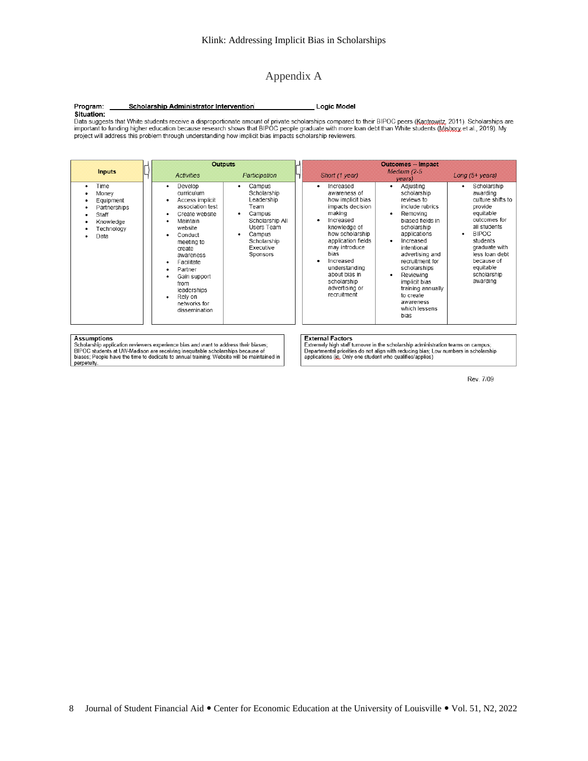# Appendix A

**Program:** Scholarship Administrator Intervention **Logic Model**

**Situation:**

Data suggests that White students receive a disproportionate amount of private scholarships compared to their BIPOC peers (Kantrowitz, 2011). Scholarships are important to funding higher education because research shows that BIPOC people graduate with more loan debt than White students (Mishory et al., 2019). My project will address this problem through understanding how implicit bias impacts scholarship reviewers.

| Inputs | Outputs | | Outcomes – Impact | | |
|---|---|---|---|---|---|
| | Activities | Participation | Short (1 year) | Medium (2-5 years) | Long (5+ years) |
| • Time<br>• Money<br>• Equipment<br>• Partnerships<br>• Staff<br>• Knowledge<br>• Technology<br>• Data | • Develop curriculum<br>• Access implicit association test<br>• Create website<br>• Maintain website<br>• Conduct meeting to create awareness<br>• Facilitate<br>• Partner<br>• Gain support from leaderships<br>• Rely on networks for dissemination | • Campus Scholarship Leadership Team<br>• Campus Scholarship All Users Team<br>• Campus Scholarship Executive Sponsors | • Increased awareness of how implicit bias impacts decision making<br>• Increased knowledge of how scholarship application fields may introduce bias<br>• Increased understanding about bias in scholarship advertising or recruitment | • Adjusting scholarship reviews to include rubrics<br>• Removing biased fields in scholarship applications<br>• Increased intentional advertising and recruitment for scholarships<br>• Reviewing implicit bias training annually to create awareness which lessens bias | • Scholarship awarding culture shifts to provide equitable outcomes for all students<br>• BIPOC students graduate with less loan debt because of equitable scholarship awarding |

**Assumptions**
Scholarship application reviewers experience bias and want to address their biases; BIPOC students at UW-Madison are receiving inequitable scholarships because of biases; People have the time to dedicate to annual training; Website will be maintained in perpetuity.

**External Factors**
Extremely high staff turnover in the scholarship administration teams on campus; Departmental priorities do not align with reducing bias; Low numbers in scholarship applications (ie. Only one student who qualifies/applies)

Rev. 7/09